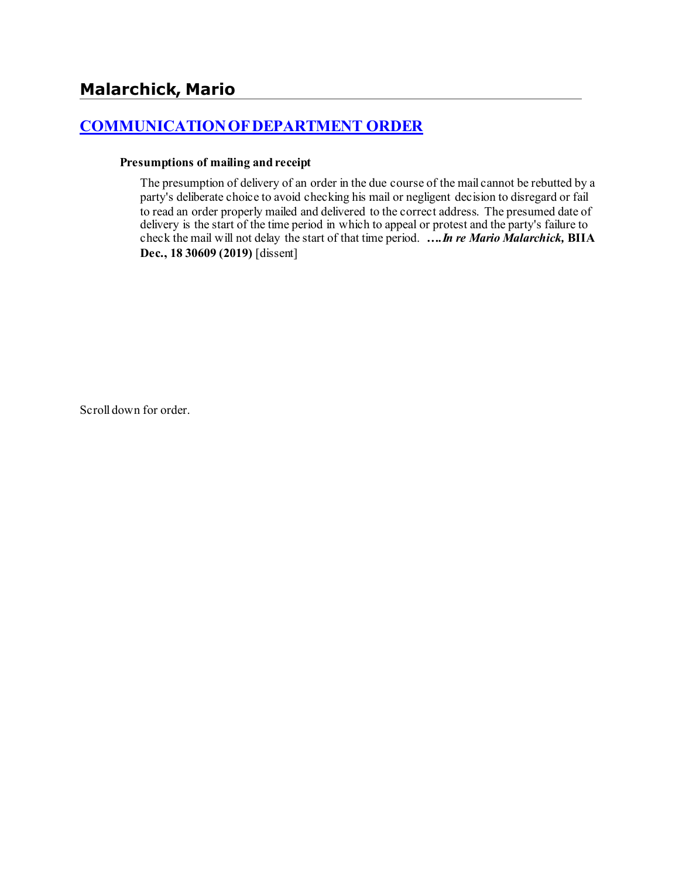# Malarchick, Mario

## [COMMUNICATION OF DEPARTMENT ORDER]

### Presumptions of mailing and receipt

The presumption of delivery of an order in the due course of the mail cannot be rebutted by a party's deliberate choice to avoid checking his mail or negligent decision to disregard or fail to read an order properly mailed and delivered to the correct address. The presumed date of delivery is the start of the time period in which to appeal or protest and the party's failure to check the mail will not delay the start of that time period. ***….In re Mario Malarchick,* BIIA Dec., 18 30609 (2019)** [dissent]

Scroll down for order.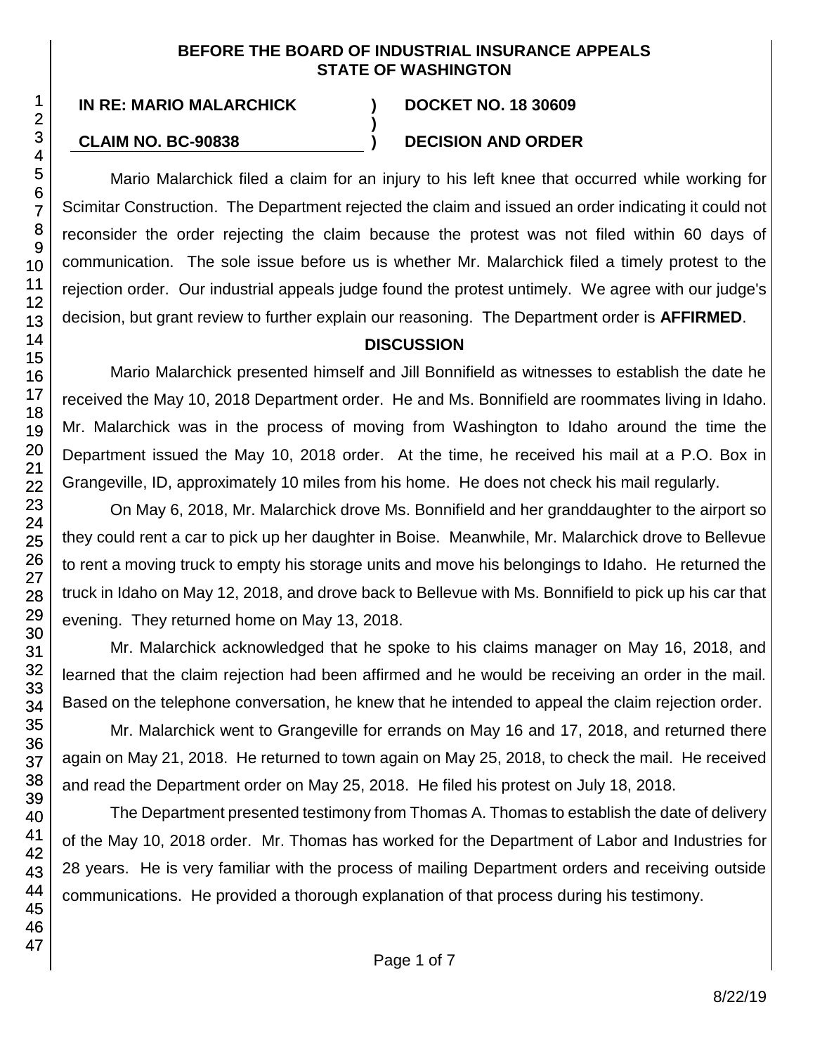**BEFORE THE BOARD OF INDUSTRIAL INSURANCE APPEALS**
**STATE OF WASHINGTON**

**IN RE: MARIO MALARCHICK** ) **DOCKET NO. 18 30609**
)
**CLAIM NO. BC-90838** ) **DECISION AND ORDER**

Mario Malarchick filed a claim for an injury to his left knee that occurred while working for Scimitar Construction. The Department rejected the claim and issued an order indicating it could not reconsider the order rejecting the claim because the protest was not filed within 60 days of communication. The sole issue before us is whether Mr. Malarchick filed a timely protest to the rejection order. Our industrial appeals judge found the protest untimely. We agree with our judge's decision, but grant review to further explain our reasoning. The Department order is **AFFIRMED**.

## DISCUSSION

Mario Malarchick presented himself and Jill Bonnifield as witnesses to establish the date he received the May 10, 2018 Department order. He and Ms. Bonnifield are roommates living in Idaho. Mr. Malarchick was in the process of moving from Washington to Idaho around the time the Department issued the May 10, 2018 order. At the time, he received his mail at a P.O. Box in Grangeville, ID, approximately 10 miles from his home. He does not check his mail regularly.

On May 6, 2018, Mr. Malarchick drove Ms. Bonnifield and her granddaughter to the airport so they could rent a car to pick up her daughter in Boise. Meanwhile, Mr. Malarchick drove to Bellevue to rent a moving truck to empty his storage units and move his belongings to Idaho. He returned the truck in Idaho on May 12, 2018, and drove back to Bellevue with Ms. Bonnifield to pick up his car that evening. They returned home on May 13, 2018.

Mr. Malarchick acknowledged that he spoke to his claims manager on May 16, 2018, and learned that the claim rejection had been affirmed and he would be receiving an order in the mail. Based on the telephone conversation, he knew that he intended to appeal the claim rejection order.

Mr. Malarchick went to Grangeville for errands on May 16 and 17, 2018, and returned there again on May 21, 2018. He returned to town again on May 25, 2018, to check the mail. He received and read the Department order on May 25, 2018. He filed his protest on July 18, 2018.

The Department presented testimony from Thomas A. Thomas to establish the date of delivery of the May 10, 2018 order. Mr. Thomas has worked for the Department of Labor and Industries for 28 years. He is very familiar with the process of mailing Department orders and receiving outside communications. He provided a thorough explanation of that process during his testimony.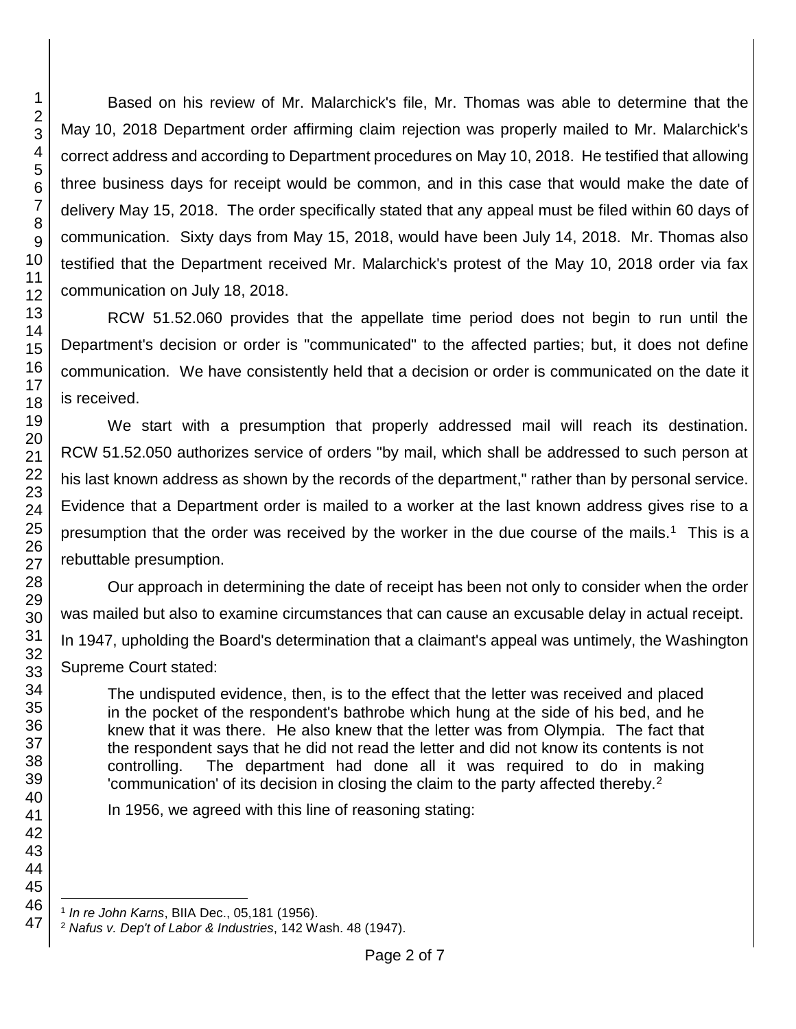Based on his review of Mr. Malarchick's file, Mr. Thomas was able to determine that the May 10, 2018 Department order affirming claim rejection was properly mailed to Mr. Malarchick's correct address and according to Department procedures on May 10, 2018. He testified that allowing three business days for receipt would be common, and in this case that would make the date of delivery May 15, 2018. The order specifically stated that any appeal must be filed within 60 days of communication. Sixty days from May 15, 2018, would have been July 14, 2018. Mr. Thomas also testified that the Department received Mr. Malarchick's protest of the May 10, 2018 order via fax communication on July 18, 2018.

RCW 51.52.060 provides that the appellate time period does not begin to run until the Department's decision or order is "communicated" to the affected parties; but, it does not define communication. We have consistently held that a decision or order is communicated on the date it is received.

We start with a presumption that properly addressed mail will reach its destination. RCW 51.52.050 authorizes service of orders "by mail, which shall be addressed to such person at his last known address as shown by the records of the department," rather than by personal service. Evidence that a Department order is mailed to a worker at the last known address gives rise to a presumption that the order was received by the worker in the due course of the mails.[1] This is a rebuttable presumption.

Our approach in determining the date of receipt has been not only to consider when the order was mailed but also to examine circumstances that can cause an excusable delay in actual receipt. In 1947, upholding the Board's determination that a claimant's appeal was untimely, the Washington Supreme Court stated:

> The undisputed evidence, then, is to the effect that the letter was received and placed in the pocket of the respondent's bathrobe which hung at the side of his bed, and he knew that it was there. He also knew that the letter was from Olympia. The fact that the respondent says that he did not read the letter and did not know its contents is not controlling. The department had done all it was required to do in making 'communication' of its decision in closing the claim to the party affected thereby.[2]

In 1956, we agreed with this line of reasoning stating:

---

[1] *In re John Karns*, BIIA Dec., 05,181 (1956).

[2] *Nafus v. Dep't of Labor & Industries*, 142 Wash. 48 (1947).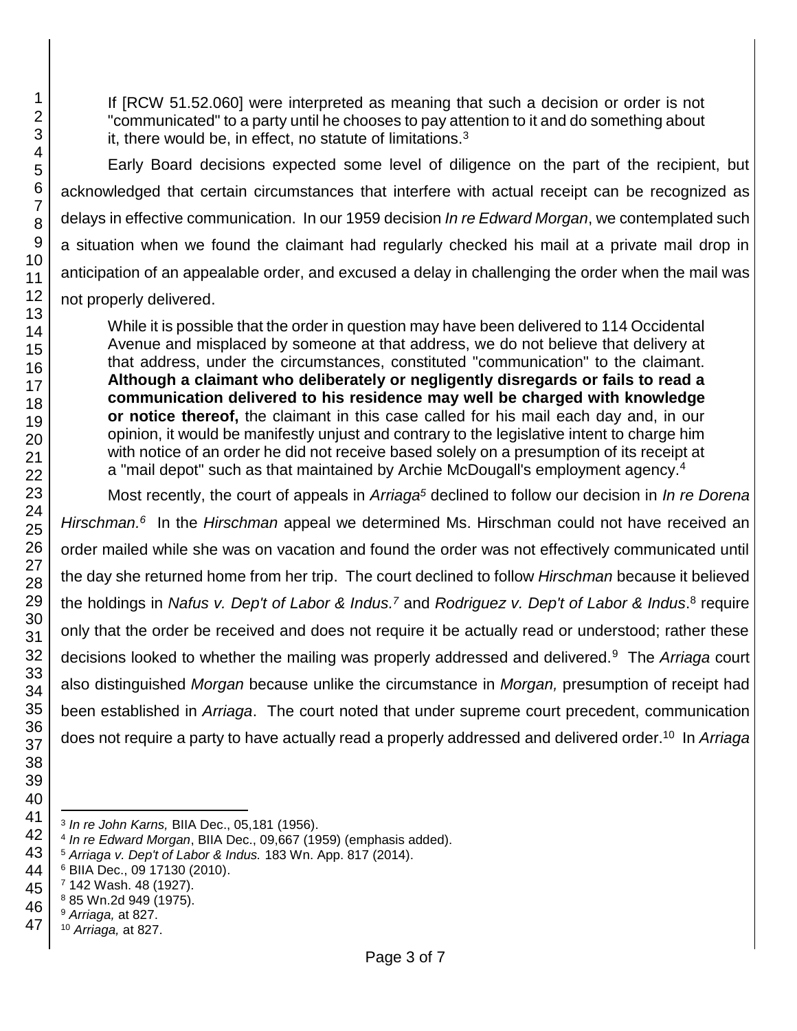> If [RCW 51.52.060] were interpreted as meaning that such a decision or order is not "communicated" to a party until he chooses to pay attention to it and do something about it, there would be, in effect, no statute of limitations.[3]

Early Board decisions expected some level of diligence on the part of the recipient, but acknowledged that certain circumstances that interfere with actual receipt can be recognized as delays in effective communication. In our 1959 decision *In re Edward Morgan*, we contemplated such a situation when we found the claimant had regularly checked his mail at a private mail drop in anticipation of an appealable order, and excused a delay in challenging the order when the mail was not properly delivered.

> While it is possible that the order in question may have been delivered to 114 Occidental Avenue and misplaced by someone at that address, we do not believe that delivery at that address, under the circumstances, constituted "communication" to the claimant. **Although a claimant who deliberately or negligently disregards or fails to read a communication delivered to his residence may well be charged with knowledge or notice thereof,** the claimant in this case called for his mail each day and, in our opinion, it would be manifestly unjust and contrary to the legislative intent to charge him with notice of an order he did not receive based solely on a presumption of its receipt at a "mail depot" such as that maintained by Archie McDougall's employment agency.[4]

Most recently, the court of appeals in *Arriaga*[5] declined to follow our decision in *In re Dorena Hirschman.*[6] In the *Hirschman* appeal we determined Ms. Hirschman could not have received an order mailed while she was on vacation and found the order was not effectively communicated until the day she returned home from her trip. The court declined to follow *Hirschman* because it believed the holdings in *Nafus v. Dep't of Labor & Indus.*[7] and *Rodriguez v. Dep't of Labor & Indus*.[8] require only that the order be received and does not require it be actually read or understood; rather these decisions looked to whether the mailing was properly addressed and delivered.[9] The *Arriaga* court also distinguished *Morgan* because unlike the circumstance in *Morgan,* presumption of receipt had been established in *Arriaga*. The court noted that under supreme court precedent, communication does not require a party to have actually read a properly addressed and delivered order.[10] In *Arriaga*

---

[3] *In re John Karns,* BIIA Dec., 05,181 (1956).

[4] *In re Edward Morgan*, BIIA Dec., 09,667 (1959) (emphasis added).

[5] *Arriaga v. Dep't of Labor & Indus.* 183 Wn. App. 817 (2014).

[6] BIIA Dec., 09 17130 (2010).

[7] 142 Wash. 48 (1927).

[8] 85 Wn.2d 949 (1975).

[9] *Arriaga,* at 827.

[10] *Arriaga,* at 827.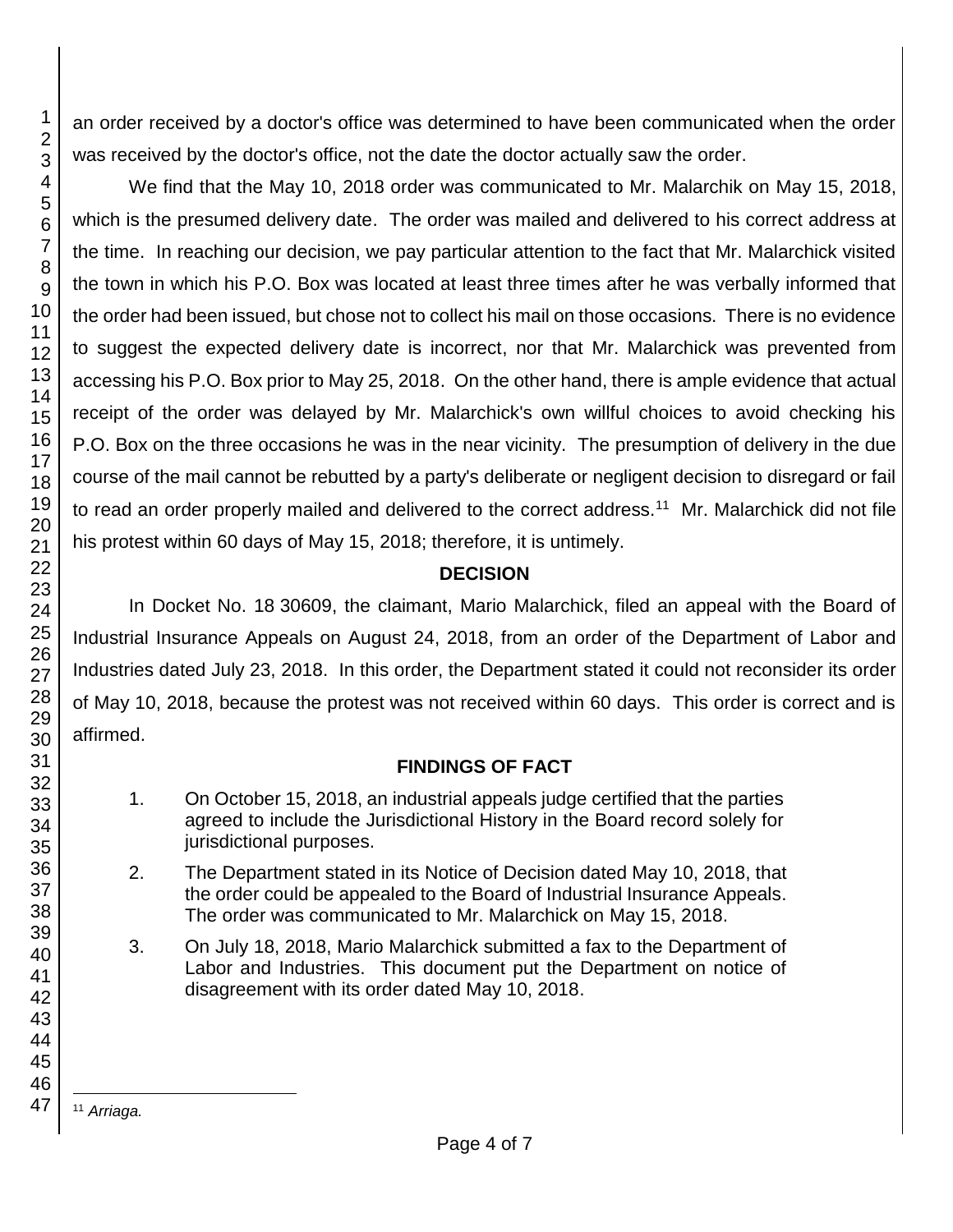an order received by a doctor's office was determined to have been communicated when the order was received by the doctor's office, not the date the doctor actually saw the order.

We find that the May 10, 2018 order was communicated to Mr. Malarchik on May 15, 2018, which is the presumed delivery date. The order was mailed and delivered to his correct address at the time. In reaching our decision, we pay particular attention to the fact that Mr. Malarchick visited the town in which his P.O. Box was located at least three times after he was verbally informed that the order had been issued, but chose not to collect his mail on those occasions. There is no evidence to suggest the expected delivery date is incorrect, nor that Mr. Malarchick was prevented from accessing his P.O. Box prior to May 25, 2018. On the other hand, there is ample evidence that actual receipt of the order was delayed by Mr. Malarchick's own willful choices to avoid checking his P.O. Box on the three occasions he was in the near vicinity. The presumption of delivery in the due course of the mail cannot be rebutted by a party's deliberate or negligent decision to disregard or fail to read an order properly mailed and delivered to the correct address.[11] Mr. Malarchick did not file his protest within 60 days of May 15, 2018; therefore, it is untimely.

## DECISION

In Docket No. 18 30609, the claimant, Mario Malarchick, filed an appeal with the Board of Industrial Insurance Appeals on August 24, 2018, from an order of the Department of Labor and Industries dated July 23, 2018. In this order, the Department stated it could not reconsider its order of May 10, 2018, because the protest was not received within 60 days. This order is correct and is affirmed.

## FINDINGS OF FACT

1. On October 15, 2018, an industrial appeals judge certified that the parties agreed to include the Jurisdictional History in the Board record solely for jurisdictional purposes.

2. The Department stated in its Notice of Decision dated May 10, 2018, that the order could be appealed to the Board of Industrial Insurance Appeals. The order was communicated to Mr. Malarchick on May 15, 2018.

3. On July 18, 2018, Mario Malarchick submitted a fax to the Department of Labor and Industries. This document put the Department on notice of disagreement with its order dated May 10, 2018.

---

[11] *Arriaga.*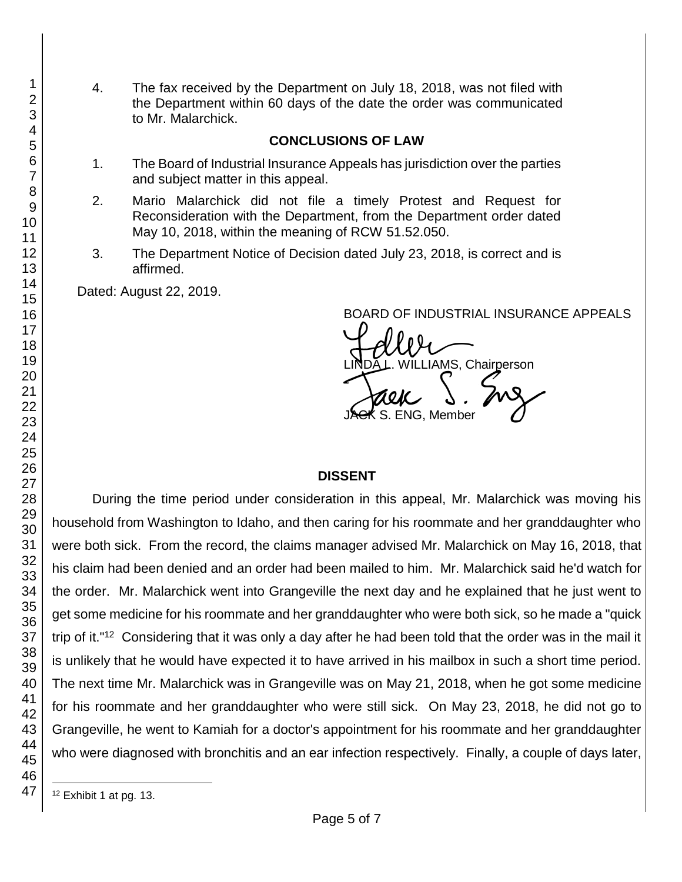4. The fax received by the Department on July 18, 2018, was not filed with the Department within 60 days of the date the order was communicated to Mr. Malarchick.

## CONCLUSIONS OF LAW

1. The Board of Industrial Insurance Appeals has jurisdiction over the parties and subject matter in this appeal.

2. Mario Malarchick did not file a timely Protest and Request for Reconsideration with the Department, from the Department order dated May 10, 2018, within the meaning of RCW 51.52.050.

3. The Department Notice of Decision dated July 23, 2018, is correct and is affirmed.

Dated: August 22, 2019.

BOARD OF INDUSTRIAL INSURANCE APPEALS

LINDA L. WILLIAMS, Chairperson

JACK S. ENG, Member

## DISSENT

During the time period under consideration in this appeal, Mr. Malarchick was moving his household from Washington to Idaho, and then caring for his roommate and her granddaughter who were both sick. From the record, the claims manager advised Mr. Malarchick on May 16, 2018, that his claim had been denied and an order had been mailed to him. Mr. Malarchick said he'd watch for the order. Mr. Malarchick went into Grangeville the next day and he explained that he just went to get some medicine for his roommate and her granddaughter who were both sick, so he made a "quick trip of it."[12] Considering that it was only a day after he had been told that the order was in the mail it is unlikely that he would have expected it to have arrived in his mailbox in such a short time period. The next time Mr. Malarchick was in Grangeville was on May 21, 2018, when he got some medicine for his roommate and her granddaughter who were still sick. On May 23, 2018, he did not go to Grangeville, he went to Kamiah for a doctor's appointment for his roommate and her granddaughter who were diagnosed with bronchitis and an ear infection respectively. Finally, a couple of days later,

[12] Exhibit 1 at pg. 13.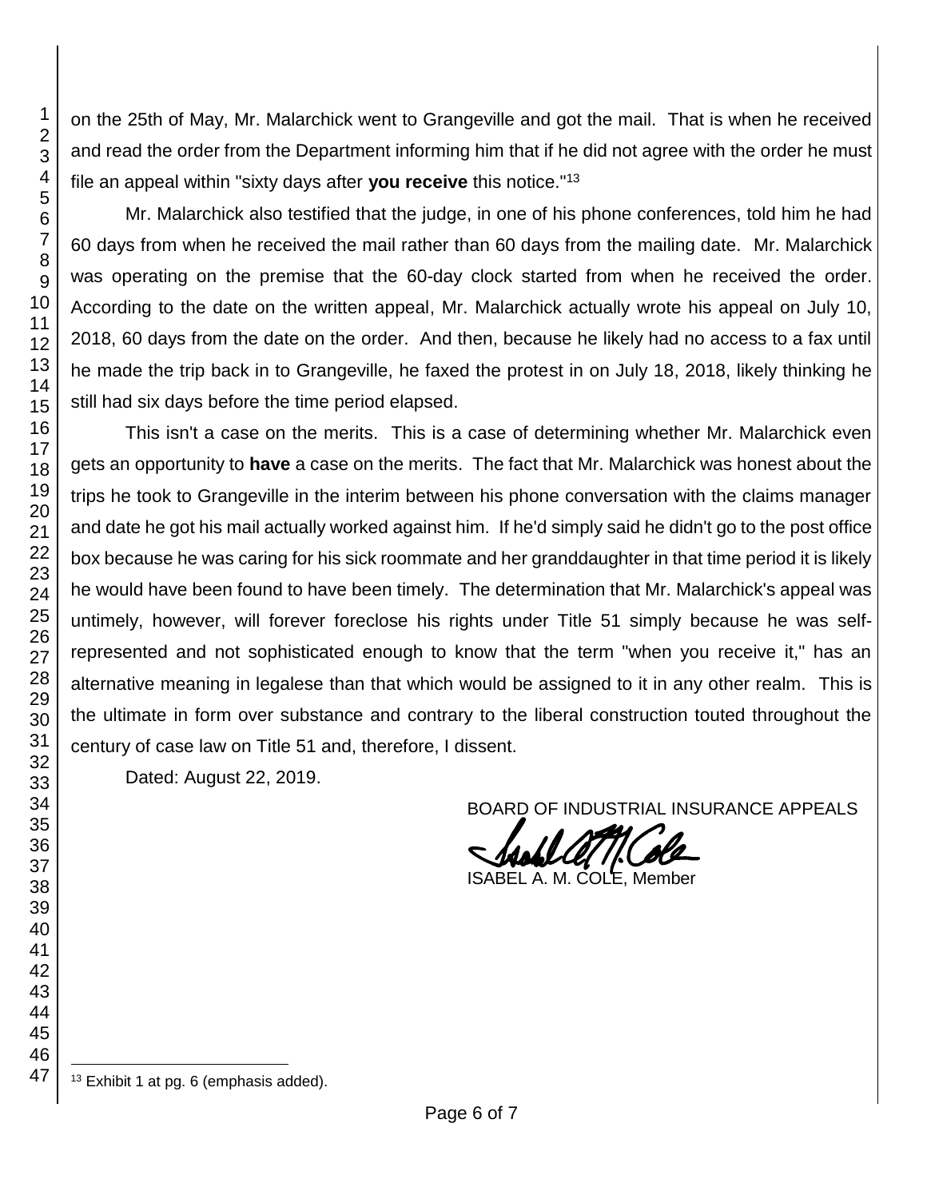on the 25th of May, Mr. Malarchick went to Grangeville and got the mail. That is when he received and read the order from the Department informing him that if he did not agree with the order he must file an appeal within "sixty days after **you receive** this notice."[13]

Mr. Malarchick also testified that the judge, in one of his phone conferences, told him he had 60 days from when he received the mail rather than 60 days from the mailing date. Mr. Malarchick was operating on the premise that the 60-day clock started from when he received the order. According to the date on the written appeal, Mr. Malarchick actually wrote his appeal on July 10, 2018, 60 days from the date on the order. And then, because he likely had no access to a fax until he made the trip back in to Grangeville, he faxed the protest in on July 18, 2018, likely thinking he still had six days before the time period elapsed.

This isn't a case on the merits. This is a case of determining whether Mr. Malarchick even gets an opportunity to **have** a case on the merits. The fact that Mr. Malarchick was honest about the trips he took to Grangeville in the interim between his phone conversation with the claims manager and date he got his mail actually worked against him. If he'd simply said he didn't go to the post office box because he was caring for his sick roommate and her granddaughter in that time period it is likely he would have been found to have been timely. The determination that Mr. Malarchick's appeal was untimely, however, will forever foreclose his rights under Title 51 simply because he was self-represented and not sophisticated enough to know that the term "when you receive it," has an alternative meaning in legalese than that which would be assigned to it in any other realm. This is the ultimate in form over substance and contrary to the liberal construction touted throughout the century of case law on Title 51 and, therefore, I dissent.

Dated: August 22, 2019.

BOARD OF INDUSTRIAL INSURANCE APPEALS

ISABEL A. M. COLE, Member

---

[13] Exhibit 1 at pg. 6 (emphasis added).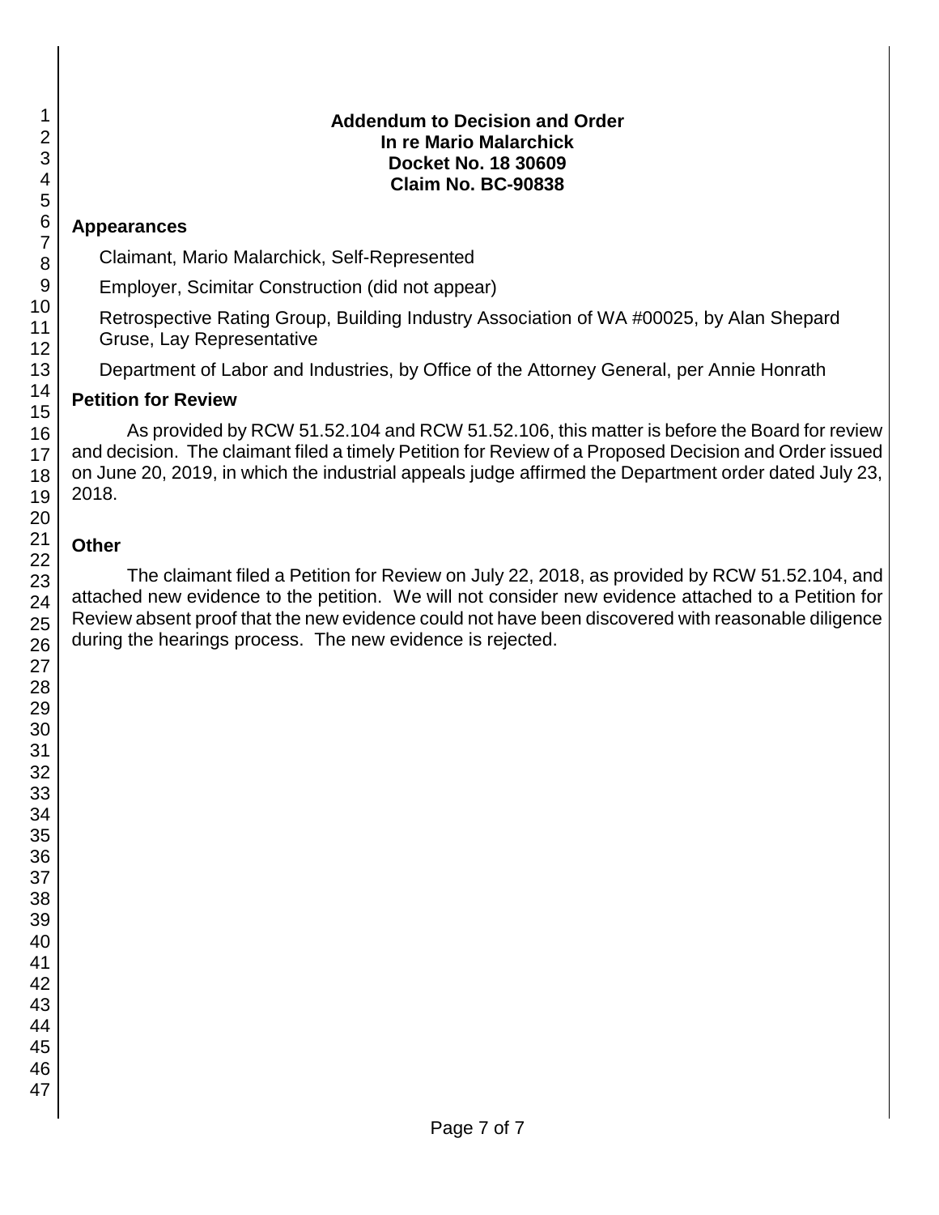**Addendum to Decision and Order**
**In re Mario Malarchick**
**Docket No. 18 30609**
**Claim No. BC-90838**

## Appearances

Claimant, Mario Malarchick, Self-Represented

Employer, Scimitar Construction (did not appear)

Retrospective Rating Group, Building Industry Association of WA #00025, by Alan Shepard Gruse, Lay Representative

Department of Labor and Industries, by Office of the Attorney General, per Annie Honrath

## Petition for Review

As provided by RCW 51.52.104 and RCW 51.52.106, this matter is before the Board for review and decision. The claimant filed a timely Petition for Review of a Proposed Decision and Order issued on June 20, 2019, in which the industrial appeals judge affirmed the Department order dated July 23, 2018.

## Other

The claimant filed a Petition for Review on July 22, 2018, as provided by RCW 51.52.104, and attached new evidence to the petition. We will not consider new evidence attached to a Petition for Review absent proof that the new evidence could not have been discovered with reasonable diligence during the hearings process. The new evidence is rejected.